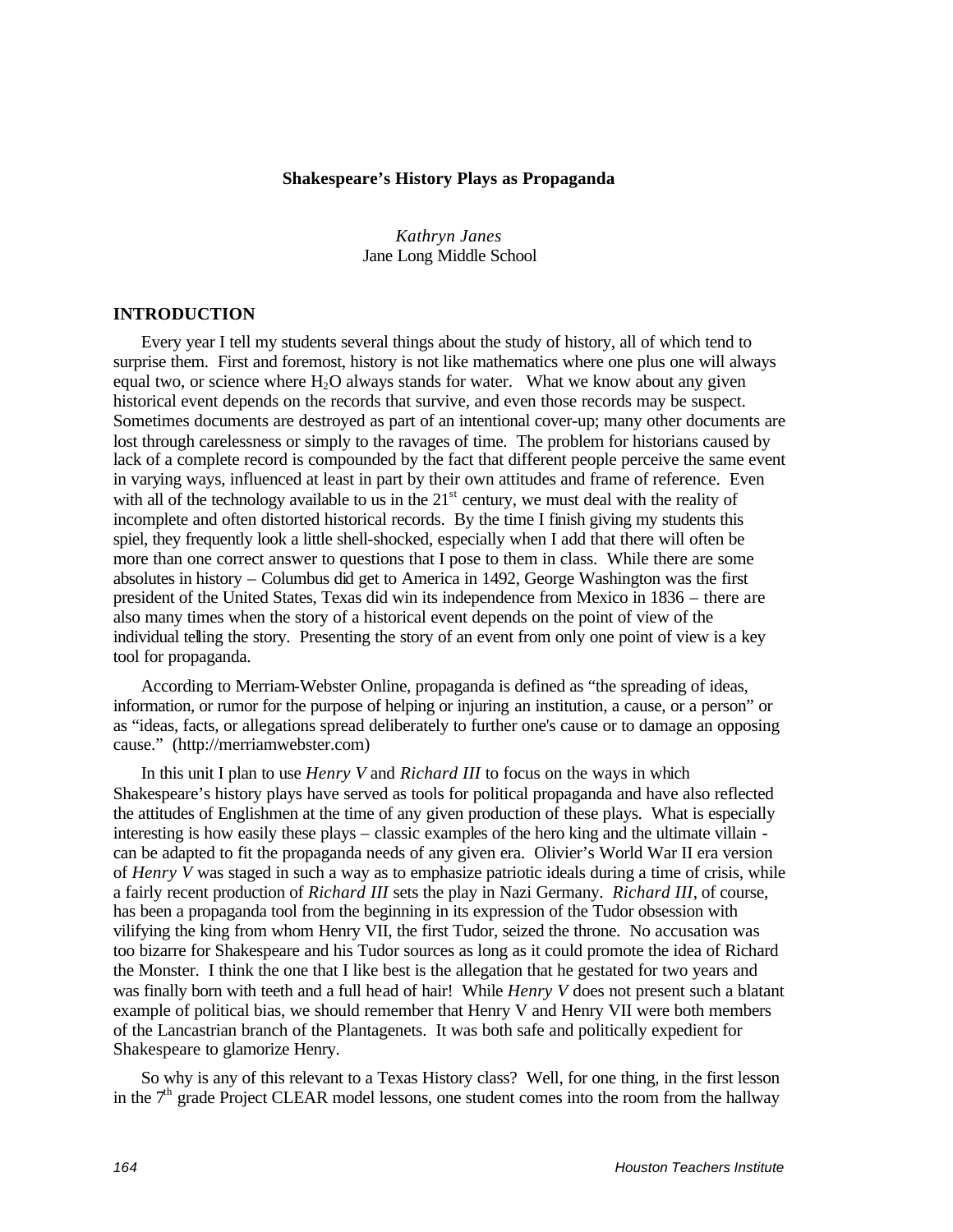# Shakespeare's History Plays as Propaganda

*Kathryn Janes*
Jane Long Middle School

## INTRODUCTION

Every year I tell my students several things about the study of history, all of which tend to surprise them. First and foremost, history is not like mathematics where one plus one will always equal two, or science where $H_2O$ always stands for water. What we know about any given historical event depends on the records that survive, and even those records may be suspect. Sometimes documents are destroyed as part of an intentional cover-up; many other documents are lost through carelessness or simply to the ravages of time. The problem for historians caused by lack of a complete record is compounded by the fact that different people perceive the same event in varying ways, influenced at least in part by their own attitudes and frame of reference. Even with all of the technology available to us in the 21st century, we must deal with the reality of incomplete and often distorted historical records. By the time I finish giving my students this spiel, they frequently look a little shell-shocked, especially when I add that there will often be more than one correct answer to questions that I pose to them in class. While there are some absolutes in history – Columbus did get to America in 1492, George Washington was the first president of the United States, Texas did win its independence from Mexico in 1836 – there are also many times when the story of a historical event depends on the point of view of the individual telling the story. Presenting the story of an event from only one point of view is a key tool for propaganda.

According to Merriam-Webster Online, propaganda is defined as "the spreading of ideas, information, or rumor for the purpose of helping or injuring an institution, a cause, or a person" or as "ideas, facts, or allegations spread deliberately to further one's cause or to damage an opposing cause." (http://merriamwebster.com)

In this unit I plan to use *Henry V* and *Richard III* to focus on the ways in which Shakespeare's history plays have served as tools for political propaganda and have also reflected the attitudes of Englishmen at the time of any given production of these plays. What is especially interesting is how easily these plays – classic examples of the hero king and the ultimate villain - can be adapted to fit the propaganda needs of any given era. Olivier's World War II era version of *Henry V* was staged in such a way as to emphasize patriotic ideals during a time of crisis, while a fairly recent production of *Richard III* sets the play in Nazi Germany. *Richard III*, of course, has been a propaganda tool from the beginning in its expression of the Tudor obsession with vilifying the king from whom Henry VII, the first Tudor, seized the throne. No accusation was too bizarre for Shakespeare and his Tudor sources as long as it could promote the idea of Richard the Monster. I think the one that I like best is the allegation that he gestated for two years and was finally born with teeth and a full head of hair! While *Henry V* does not present such a blatant example of political bias, we should remember that Henry V and Henry VII were both members of the Lancastrian branch of the Plantagenets. It was both safe and politically expedient for Shakespeare to glamorize Henry.

So why is any of this relevant to a Texas History class? Well, for one thing, in the first lesson in the 7th grade Project CLEAR model lessons, one student comes into the room from the hallway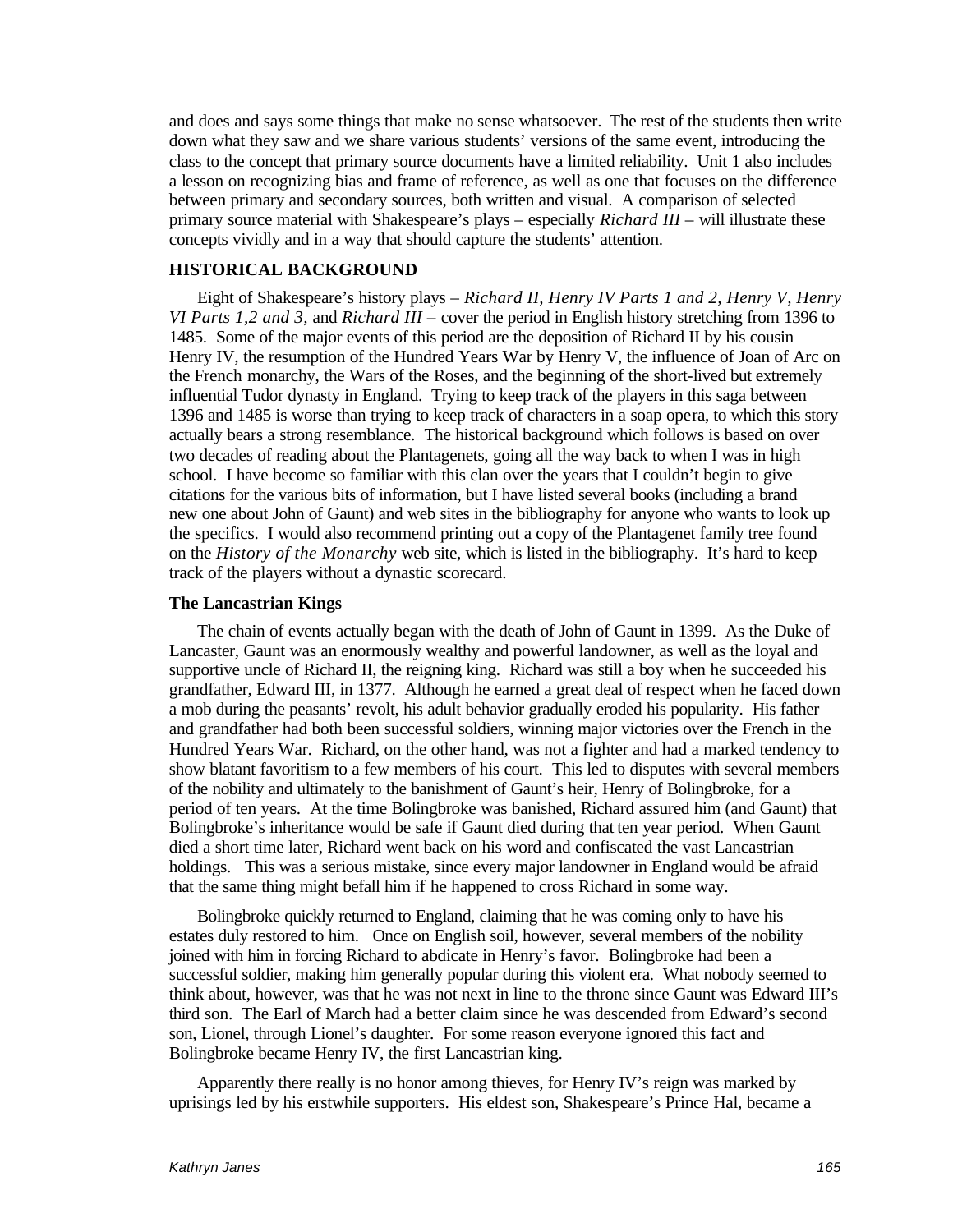and does and says some things that make no sense whatsoever. The rest of the students then write down what they saw and we share various students' versions of the same event, introducing the class to the concept that primary source documents have a limited reliability. Unit 1 also includes a lesson on recognizing bias and frame of reference, as well as one that focuses on the difference between primary and secondary sources, both written and visual. A comparison of selected primary source material with Shakespeare's plays – especially *Richard III* – will illustrate these concepts vividly and in a way that should capture the students' attention.

## HISTORICAL BACKGROUND

Eight of Shakespeare's history plays – *Richard II, Henry IV Parts 1 and 2, Henry V, Henry VI Parts 1,2 and 3,* and *Richard III* – cover the period in English history stretching from 1396 to 1485. Some of the major events of this period are the deposition of Richard II by his cousin Henry IV, the resumption of the Hundred Years War by Henry V, the influence of Joan of Arc on the French monarchy, the Wars of the Roses, and the beginning of the short-lived but extremely influential Tudor dynasty in England. Trying to keep track of the players in this saga between 1396 and 1485 is worse than trying to keep track of characters in a soap opera, to which this story actually bears a strong resemblance. The historical background which follows is based on over two decades of reading about the Plantagenets, going all the way back to when I was in high school. I have become so familiar with this clan over the years that I couldn't begin to give citations for the various bits of information, but I have listed several books (including a brand new one about John of Gaunt) and web sites in the bibliography for anyone who wants to look up the specifics. I would also recommend printing out a copy of the Plantagenet family tree found on the *History of the Monarchy* web site, which is listed in the bibliography. It's hard to keep track of the players without a dynastic scorecard.

### The Lancastrian Kings

The chain of events actually began with the death of John of Gaunt in 1399. As the Duke of Lancaster, Gaunt was an enormously wealthy and powerful landowner, as well as the loyal and supportive uncle of Richard II, the reigning king. Richard was still a boy when he succeeded his grandfather, Edward III, in 1377. Although he earned a great deal of respect when he faced down a mob during the peasants' revolt, his adult behavior gradually eroded his popularity. His father and grandfather had both been successful soldiers, winning major victories over the French in the Hundred Years War. Richard, on the other hand, was not a fighter and had a marked tendency to show blatant favoritism to a few members of his court. This led to disputes with several members of the nobility and ultimately to the banishment of Gaunt's heir, Henry of Bolingbroke, for a period of ten years. At the time Bolingbroke was banished, Richard assured him (and Gaunt) that Bolingbroke's inheritance would be safe if Gaunt died during that ten year period. When Gaunt died a short time later, Richard went back on his word and confiscated the vast Lancastrian holdings. This was a serious mistake, since every major landowner in England would be afraid that the same thing might befall him if he happened to cross Richard in some way.

Bolingbroke quickly returned to England, claiming that he was coming only to have his estates duly restored to him. Once on English soil, however, several members of the nobility joined with him in forcing Richard to abdicate in Henry's favor. Bolingbroke had been a successful soldier, making him generally popular during this violent era. What nobody seemed to think about, however, was that he was not next in line to the throne since Gaunt was Edward III's third son. The Earl of March had a better claim since he was descended from Edward's second son, Lionel, through Lionel's daughter. For some reason everyone ignored this fact and Bolingbroke became Henry IV, the first Lancastrian king.

Apparently there really is no honor among thieves, for Henry IV's reign was marked by uprisings led by his erstwhile supporters. His eldest son, Shakespeare's Prince Hal, became a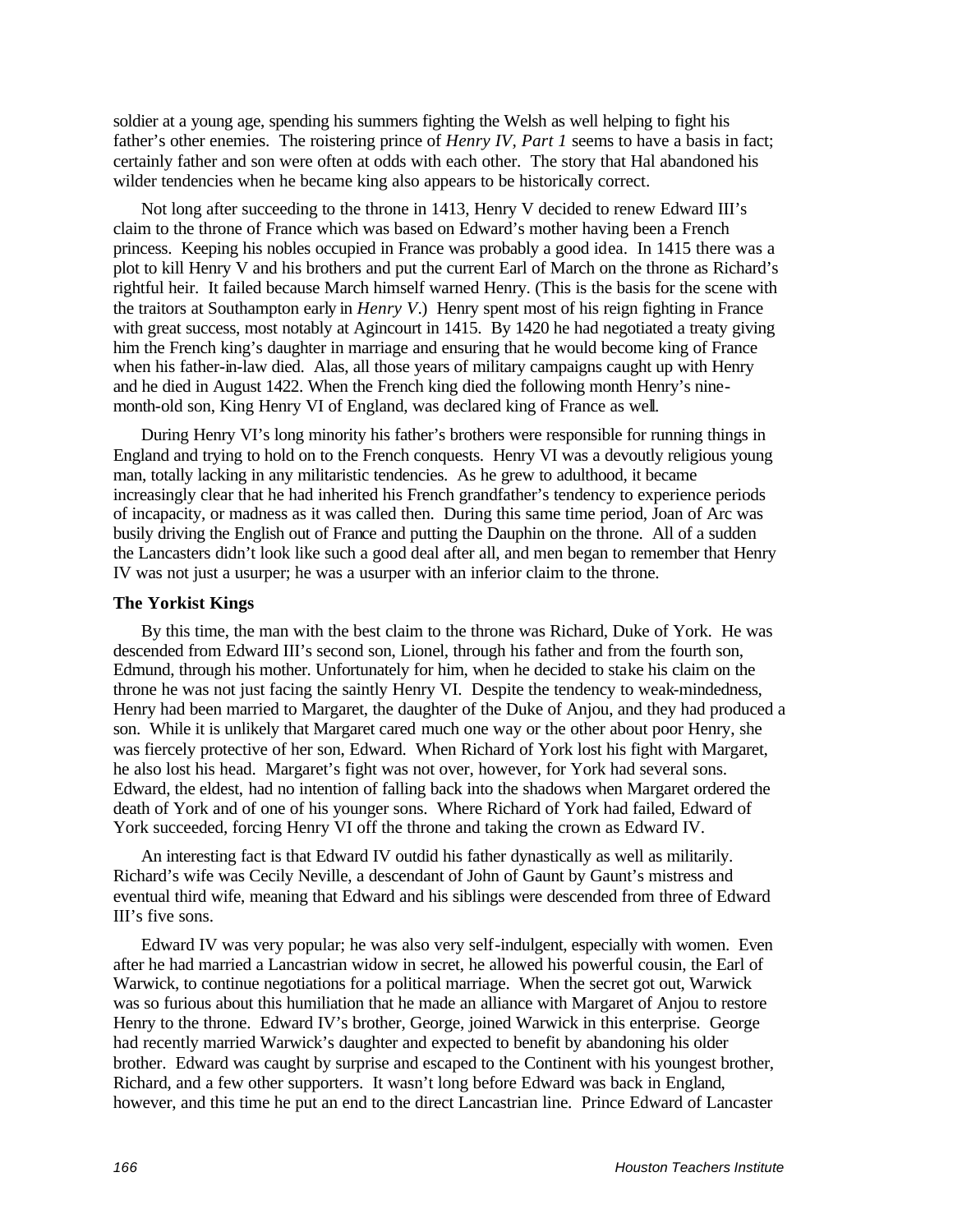soldier at a young age, spending his summers fighting the Welsh as well helping to fight his father's other enemies. The roistering prince of *Henry IV, Part 1* seems to have a basis in fact; certainly father and son were often at odds with each other. The story that Hal abandoned his wilder tendencies when he became king also appears to be historically correct.

Not long after succeeding to the throne in 1413, Henry V decided to renew Edward III's claim to the throne of France which was based on Edward's mother having been a French princess. Keeping his nobles occupied in France was probably a good idea. In 1415 there was a plot to kill Henry V and his brothers and put the current Earl of March on the throne as Richard's rightful heir. It failed because March himself warned Henry. (This is the basis for the scene with the traitors at Southampton early in *Henry V*.) Henry spent most of his reign fighting in France with great success, most notably at Agincourt in 1415. By 1420 he had negotiated a treaty giving him the French king's daughter in marriage and ensuring that he would become king of France when his father-in-law died. Alas, all those years of military campaigns caught up with Henry and he died in August 1422. When the French king died the following month Henry's nine-month-old son, King Henry VI of England, was declared king of France as well.

During Henry VI's long minority his father's brothers were responsible for running things in England and trying to hold on to the French conquests. Henry VI was a devoutly religious young man, totally lacking in any militaristic tendencies. As he grew to adulthood, it became increasingly clear that he had inherited his French grandfather's tendency to experience periods of incapacity, or madness as it was called then. During this same time period, Joan of Arc was busily driving the English out of France and putting the Dauphin on the throne. All of a sudden the Lancasters didn't look like such a good deal after all, and men began to remember that Henry IV was not just a usurper; he was a usurper with an inferior claim to the throne.

### The Yorkist Kings

By this time, the man with the best claim to the throne was Richard, Duke of York. He was descended from Edward III's second son, Lionel, through his father and from the fourth son, Edmund, through his mother. Unfortunately for him, when he decided to stake his claim on the throne he was not just facing the saintly Henry VI. Despite the tendency to weak-mindedness, Henry had been married to Margaret, the daughter of the Duke of Anjou, and they had produced a son. While it is unlikely that Margaret cared much one way or the other about poor Henry, she was fiercely protective of her son, Edward. When Richard of York lost his fight with Margaret, he also lost his head. Margaret's fight was not over, however, for York had several sons. Edward, the eldest, had no intention of falling back into the shadows when Margaret ordered the death of York and of one of his younger sons. Where Richard of York had failed, Edward of York succeeded, forcing Henry VI off the throne and taking the crown as Edward IV.

An interesting fact is that Edward IV outdid his father dynastically as well as militarily. Richard's wife was Cecily Neville, a descendant of John of Gaunt by Gaunt's mistress and eventual third wife, meaning that Edward and his siblings were descended from three of Edward III's five sons.

Edward IV was very popular; he was also very self-indulgent, especially with women. Even after he had married a Lancastrian widow in secret, he allowed his powerful cousin, the Earl of Warwick, to continue negotiations for a political marriage. When the secret got out, Warwick was so furious about this humiliation that he made an alliance with Margaret of Anjou to restore Henry to the throne. Edward IV's brother, George, joined Warwick in this enterprise. George had recently married Warwick's daughter and expected to benefit by abandoning his older brother. Edward was caught by surprise and escaped to the Continent with his youngest brother, Richard, and a few other supporters. It wasn't long before Edward was back in England, however, and this time he put an end to the direct Lancastrian line. Prince Edward of Lancaster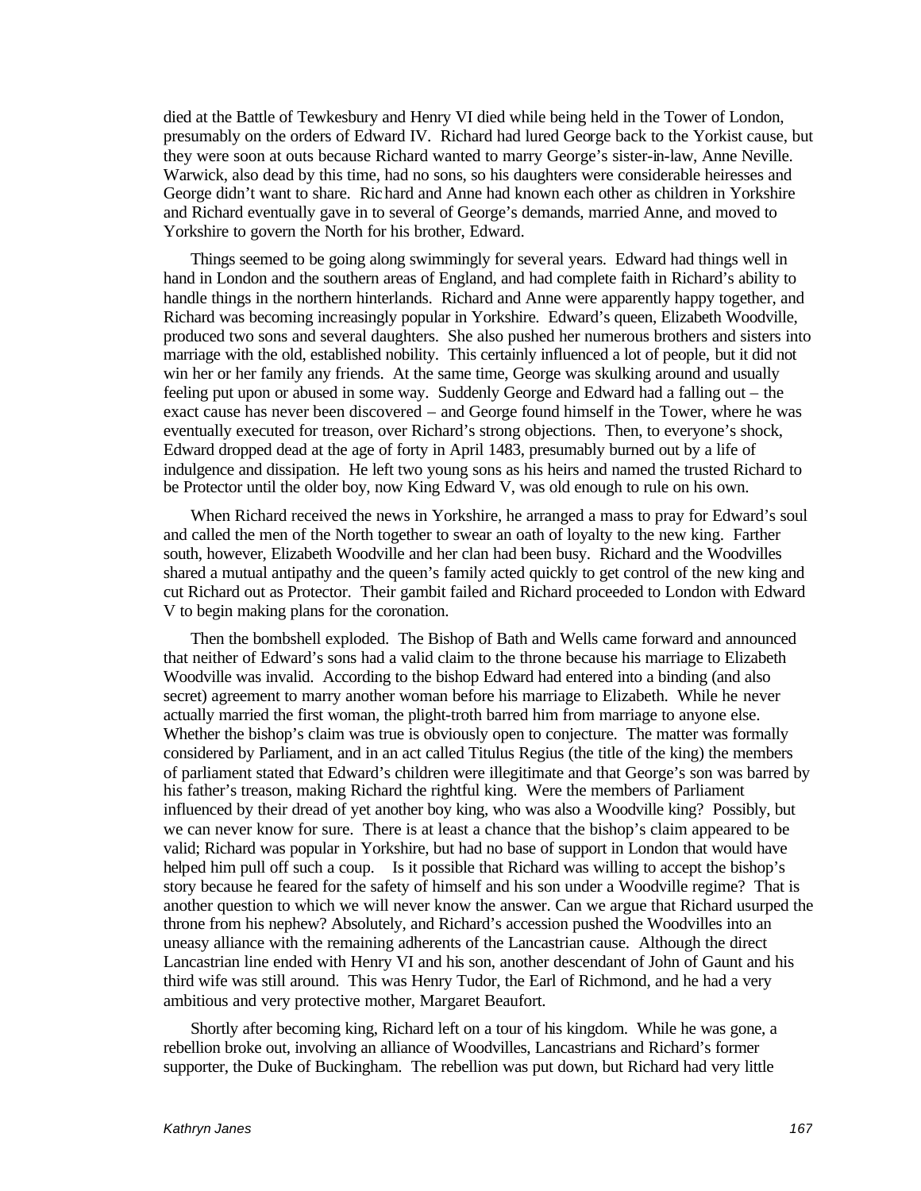died at the Battle of Tewkesbury and Henry VI died while being held in the Tower of London, presumably on the orders of Edward IV. Richard had lured George back to the Yorkist cause, but they were soon at outs because Richard wanted to marry George's sister-in-law, Anne Neville. Warwick, also dead by this time, had no sons, so his daughters were considerable heiresses and George didn't want to share. Richard and Anne had known each other as children in Yorkshire and Richard eventually gave in to several of George's demands, married Anne, and moved to Yorkshire to govern the North for his brother, Edward.

Things seemed to be going along swimmingly for several years. Edward had things well in hand in London and the southern areas of England, and had complete faith in Richard's ability to handle things in the northern hinterlands. Richard and Anne were apparently happy together, and Richard was becoming increasingly popular in Yorkshire. Edward's queen, Elizabeth Woodville, produced two sons and several daughters. She also pushed her numerous brothers and sisters into marriage with the old, established nobility. This certainly influenced a lot of people, but it did not win her or her family any friends. At the same time, George was skulking around and usually feeling put upon or abused in some way. Suddenly George and Edward had a falling out – the exact cause has never been discovered – and George found himself in the Tower, where he was eventually executed for treason, over Richard's strong objections. Then, to everyone's shock, Edward dropped dead at the age of forty in April 1483, presumably burned out by a life of indulgence and dissipation. He left two young sons as his heirs and named the trusted Richard to be Protector until the older boy, now King Edward V, was old enough to rule on his own.

When Richard received the news in Yorkshire, he arranged a mass to pray for Edward's soul and called the men of the North together to swear an oath of loyalty to the new king. Farther south, however, Elizabeth Woodville and her clan had been busy. Richard and the Woodvilles shared a mutual antipathy and the queen's family acted quickly to get control of the new king and cut Richard out as Protector. Their gambit failed and Richard proceeded to London with Edward V to begin making plans for the coronation.

Then the bombshell exploded. The Bishop of Bath and Wells came forward and announced that neither of Edward's sons had a valid claim to the throne because his marriage to Elizabeth Woodville was invalid. According to the bishop Edward had entered into a binding (and also secret) agreement to marry another woman before his marriage to Elizabeth. While he never actually married the first woman, the plight-troth barred him from marriage to anyone else. Whether the bishop's claim was true is obviously open to conjecture. The matter was formally considered by Parliament, and in an act called Titulus Regius (the title of the king) the members of parliament stated that Edward's children were illegitimate and that George's son was barred by his father's treason, making Richard the rightful king. Were the members of Parliament influenced by their dread of yet another boy king, who was also a Woodville king? Possibly, but we can never know for sure. There is at least a chance that the bishop's claim appeared to be valid; Richard was popular in Yorkshire, but had no base of support in London that would have helped him pull off such a coup. Is it possible that Richard was willing to accept the bishop's story because he feared for the safety of himself and his son under a Woodville regime? That is another question to which we will never know the answer. Can we argue that Richard usurped the throne from his nephew? Absolutely, and Richard's accession pushed the Woodvilles into an uneasy alliance with the remaining adherents of the Lancastrian cause. Although the direct Lancastrian line ended with Henry VI and his son, another descendant of John of Gaunt and his third wife was still around. This was Henry Tudor, the Earl of Richmond, and he had a very ambitious and very protective mother, Margaret Beaufort.

Shortly after becoming king, Richard left on a tour of his kingdom. While he was gone, a rebellion broke out, involving an alliance of Woodvilles, Lancastrians and Richard's former supporter, the Duke of Buckingham. The rebellion was put down, but Richard had very little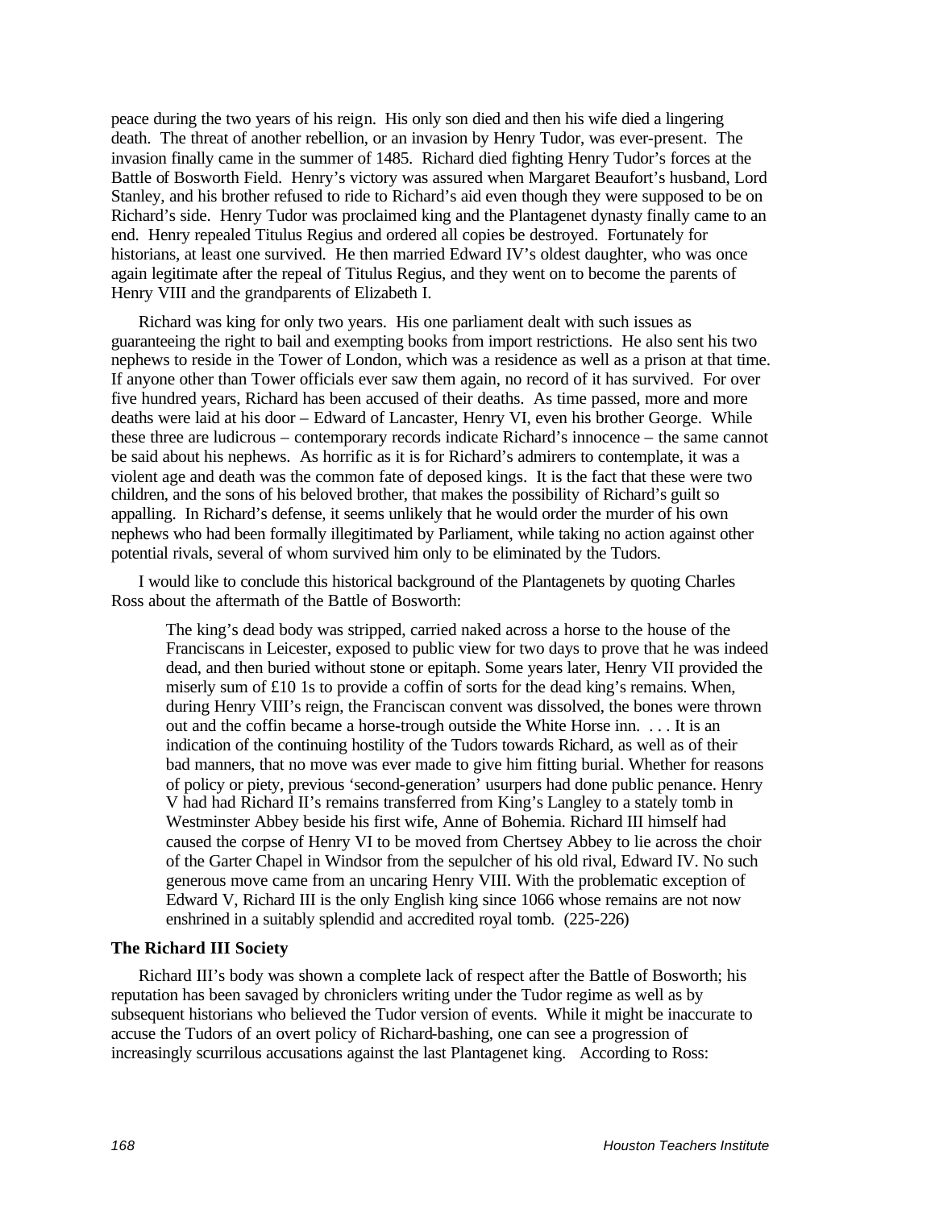peace during the two years of his reign. His only son died and then his wife died a lingering death. The threat of another rebellion, or an invasion by Henry Tudor, was ever-present. The invasion finally came in the summer of 1485. Richard died fighting Henry Tudor's forces at the Battle of Bosworth Field. Henry's victory was assured when Margaret Beaufort's husband, Lord Stanley, and his brother refused to ride to Richard's aid even though they were supposed to be on Richard's side. Henry Tudor was proclaimed king and the Plantagenet dynasty finally came to an end. Henry repealed Titulus Regius and ordered all copies be destroyed. Fortunately for historians, at least one survived. He then married Edward IV's oldest daughter, who was once again legitimate after the repeal of Titulus Regius, and they went on to become the parents of Henry VIII and the grandparents of Elizabeth I.

Richard was king for only two years. His one parliament dealt with such issues as guaranteeing the right to bail and exempting books from import restrictions. He also sent his two nephews to reside in the Tower of London, which was a residence as well as a prison at that time. If anyone other than Tower officials ever saw them again, no record of it has survived. For over five hundred years, Richard has been accused of their deaths. As time passed, more and more deaths were laid at his door – Edward of Lancaster, Henry VI, even his brother George. While these three are ludicrous – contemporary records indicate Richard's innocence – the same cannot be said about his nephews. As horrific as it is for Richard's admirers to contemplate, it was a violent age and death was the common fate of deposed kings. It is the fact that these were two children, and the sons of his beloved brother, that makes the possibility of Richard's guilt so appalling. In Richard's defense, it seems unlikely that he would order the murder of his own nephews who had been formally illegitimated by Parliament, while taking no action against other potential rivals, several of whom survived him only to be eliminated by the Tudors.

I would like to conclude this historical background of the Plantagenets by quoting Charles Ross about the aftermath of the Battle of Bosworth:

> The king's dead body was stripped, carried naked across a horse to the house of the Franciscans in Leicester, exposed to public view for two days to prove that he was indeed dead, and then buried without stone or epitaph. Some years later, Henry VII provided the miserly sum of £10 1s to provide a coffin of sorts for the dead king's remains. When, during Henry VIII's reign, the Franciscan convent was dissolved, the bones were thrown out and the coffin became a horse-trough outside the White Horse inn. . . . It is an indication of the continuing hostility of the Tudors towards Richard, as well as of their bad manners, that no move was ever made to give him fitting burial. Whether for reasons of policy or piety, previous 'second-generation' usurpers had done public penance. Henry V had had Richard II's remains transferred from King's Langley to a stately tomb in Westminster Abbey beside his first wife, Anne of Bohemia. Richard III himself had caused the corpse of Henry VI to be moved from Chertsey Abbey to lie across the choir of the Garter Chapel in Windsor from the sepulcher of his old rival, Edward IV. No such generous move came from an uncaring Henry VIII. With the problematic exception of Edward V, Richard III is the only English king since 1066 whose remains are not now enshrined in a suitably splendid and accredited royal tomb. (225-226)

### The Richard III Society

Richard III's body was shown a complete lack of respect after the Battle of Bosworth; his reputation has been savaged by chroniclers writing under the Tudor regime as well as by subsequent historians who believed the Tudor version of events. While it might be inaccurate to accuse the Tudors of an overt policy of Richard-bashing, one can see a progression of increasingly scurrilous accusations against the last Plantagenet king. According to Ross: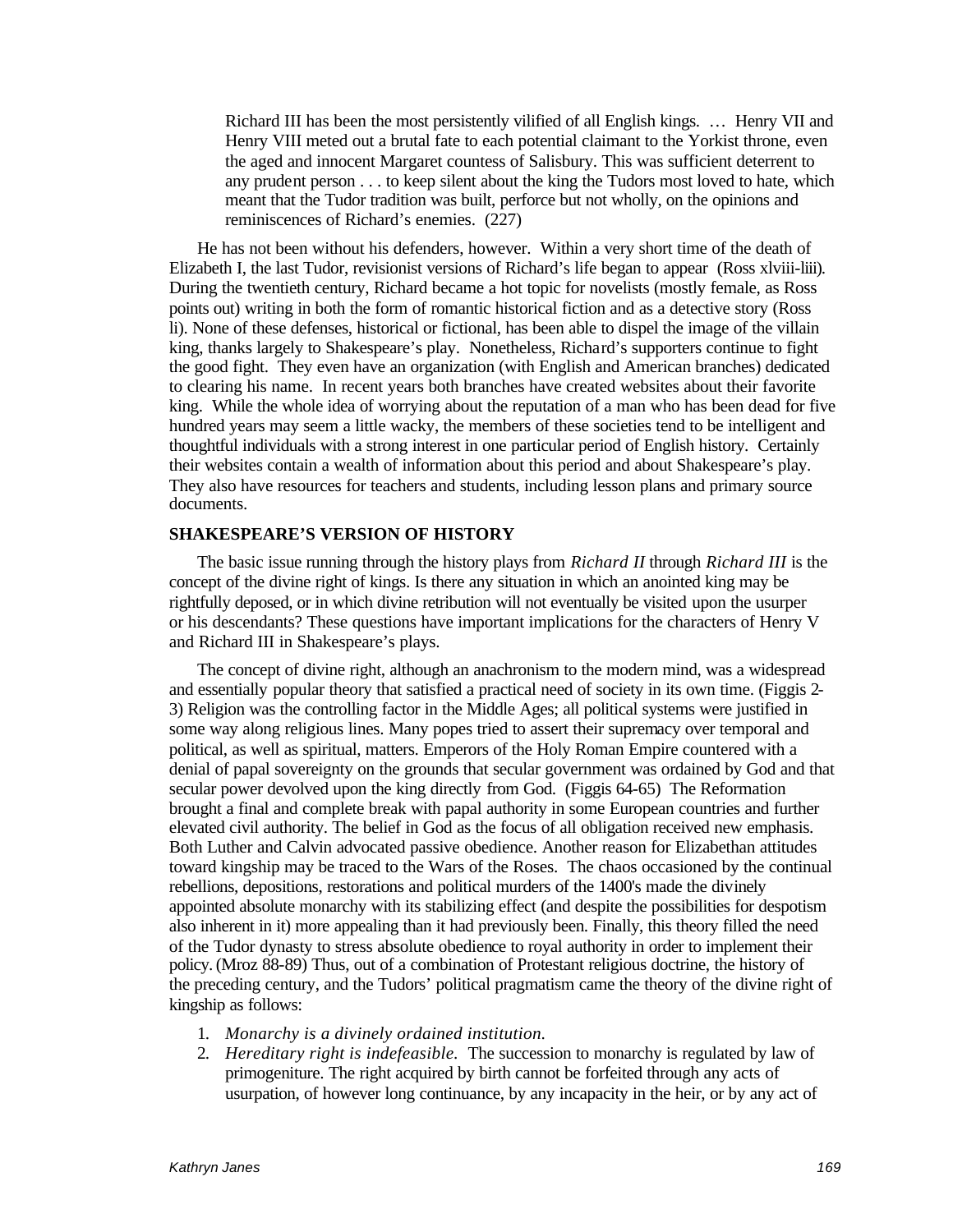> Richard III has been the most persistently vilified of all English kings. … Henry VII and Henry VIII meted out a brutal fate to each potential claimant to the Yorkist throne, even the aged and innocent Margaret countess of Salisbury. This was sufficient deterrent to any prudent person . . . to keep silent about the king the Tudors most loved to hate, which meant that the Tudor tradition was built, perforce but not wholly, on the opinions and reminiscences of Richard's enemies. (227)

He has not been without his defenders, however. Within a very short time of the death of Elizabeth I, the last Tudor, revisionist versions of Richard's life began to appear (Ross xlviii-liii). During the twentieth century, Richard became a hot topic for novelists (mostly female, as Ross points out) writing in both the form of romantic historical fiction and as a detective story (Ross li). None of these defenses, historical or fictional, has been able to dispel the image of the villain king, thanks largely to Shakespeare's play. Nonetheless, Richard's supporters continue to fight the good fight. They even have an organization (with English and American branches) dedicated to clearing his name. In recent years both branches have created websites about their favorite king. While the whole idea of worrying about the reputation of a man who has been dead for five hundred years may seem a little wacky, the members of these societies tend to be intelligent and thoughtful individuals with a strong interest in one particular period of English history. Certainly their websites contain a wealth of information about this period and about Shakespeare's play. They also have resources for teachers and students, including lesson plans and primary source documents.

**SHAKESPEARE'S VERSION OF HISTORY**

The basic issue running through the history plays from *Richard II* through *Richard III* is the concept of the divine right of kings. Is there any situation in which an anointed king may be rightfully deposed, or in which divine retribution will not eventually be visited upon the usurper or his descendants? These questions have important implications for the characters of Henry V and Richard III in Shakespeare's plays.

The concept of divine right, although an anachronism to the modern mind, was a widespread and essentially popular theory that satisfied a practical need of society in its own time. (Figgis 2-3) Religion was the controlling factor in the Middle Ages; all political systems were justified in some way along religious lines. Many popes tried to assert their supremacy over temporal and political, as well as spiritual, matters. Emperors of the Holy Roman Empire countered with a denial of papal sovereignty on the grounds that secular government was ordained by God and that secular power devolved upon the king directly from God. (Figgis 64-65) The Reformation brought a final and complete break with papal authority in some European countries and further elevated civil authority. The belief in God as the focus of all obligation received new emphasis. Both Luther and Calvin advocated passive obedience. Another reason for Elizabethan attitudes toward kingship may be traced to the Wars of the Roses. The chaos occasioned by the continual rebellions, depositions, restorations and political murders of the 1400's made the divinely appointed absolute monarchy with its stabilizing effect (and despite the possibilities for despotism also inherent in it) more appealing than it had previously been. Finally, this theory filled the need of the Tudor dynasty to stress absolute obedience to royal authority in order to implement their policy. (Mroz 88-89) Thus, out of a combination of Protestant religious doctrine, the history of the preceding century, and the Tudors' political pragmatism came the theory of the divine right of kingship as follows:

1. *Monarchy is a divinely ordained institution.*
2. *Hereditary right is indefeasible.* The succession to monarchy is regulated by law of primogeniture. The right acquired by birth cannot be forfeited through any acts of usurpation, of however long continuance, by any incapacity in the heir, or by any act of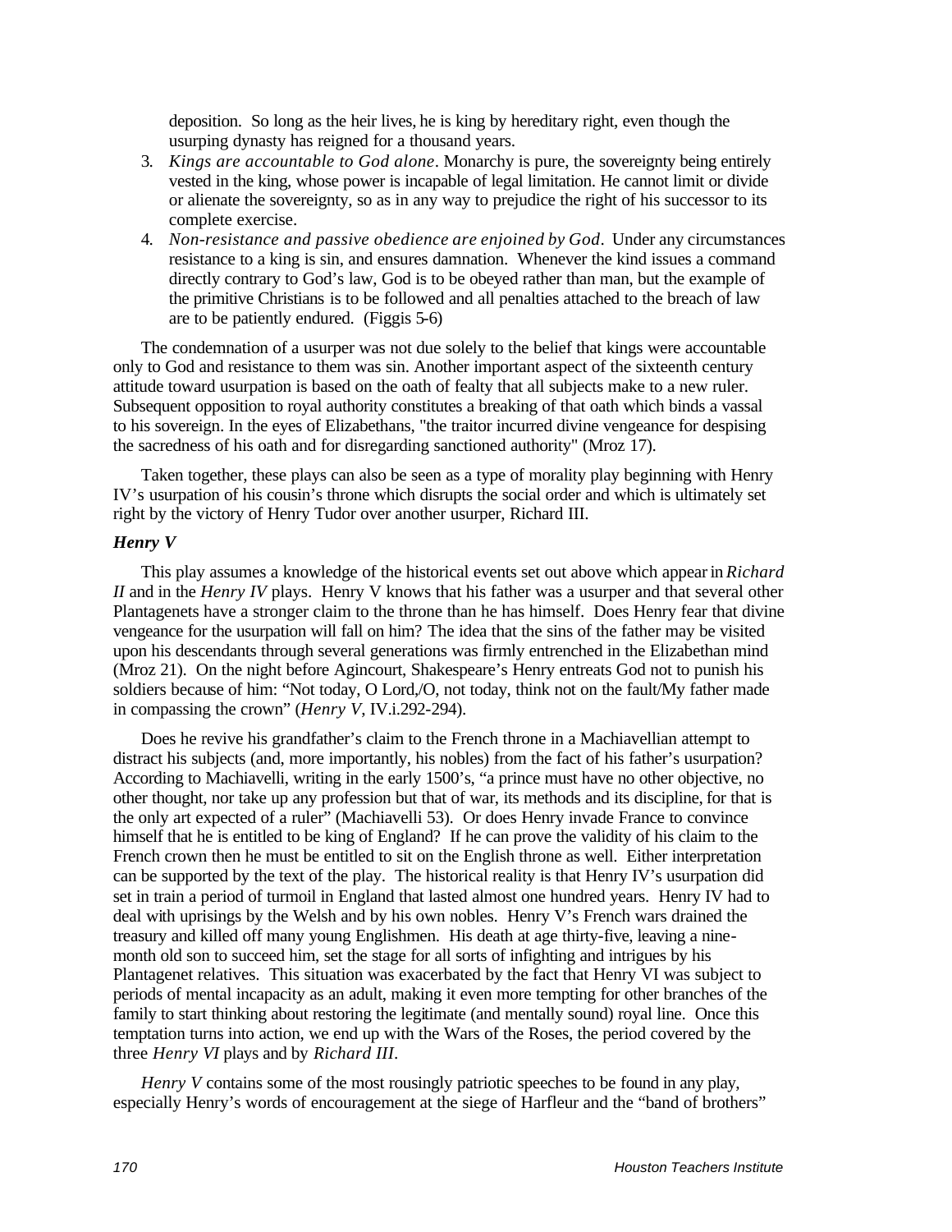deposition. So long as the heir lives, he is king by hereditary right, even though the usurping dynasty has reigned for a thousand years.

3. *Kings are accountable to God alone*. Monarchy is pure, the sovereignty being entirely vested in the king, whose power is incapable of legal limitation. He cannot limit or divide or alienate the sovereignty, so as in any way to prejudice the right of his successor to its complete exercise.
4. *Non-resistance and passive obedience are enjoined by God*. Under any circumstances resistance to a king is sin, and ensures damnation. Whenever the kind issues a command directly contrary to God's law, God is to be obeyed rather than man, but the example of the primitive Christians is to be followed and all penalties attached to the breach of law are to be patiently endured. (Figgis 5-6)

The condemnation of a usurper was not due solely to the belief that kings were accountable only to God and resistance to them was sin. Another important aspect of the sixteenth century attitude toward usurpation is based on the oath of fealty that all subjects make to a new ruler. Subsequent opposition to royal authority constitutes a breaking of that oath which binds a vassal to his sovereign. In the eyes of Elizabethans, "the traitor incurred divine vengeance for despising the sacredness of his oath and for disregarding sanctioned authority" (Mroz 17).

Taken together, these plays can also be seen as a type of morality play beginning with Henry IV's usurpation of his cousin's throne which disrupts the social order and which is ultimately set right by the victory of Henry Tudor over another usurper, Richard III.

### *Henry V*

This play assumes a knowledge of the historical events set out above which appear in *Richard II* and in the *Henry IV* plays. Henry V knows that his father was a usurper and that several other Plantagenets have a stronger claim to the throne than he has himself. Does Henry fear that divine vengeance for the usurpation will fall on him? The idea that the sins of the father may be visited upon his descendants through several generations was firmly entrenched in the Elizabethan mind (Mroz 21). On the night before Agincourt, Shakespeare's Henry entreats God not to punish his soldiers because of him: "Not today, O Lord,/O, not today, think not on the fault/My father made in compassing the crown" (*Henry V*, IV.i.292-294).

Does he revive his grandfather's claim to the French throne in a Machiavellian attempt to distract his subjects (and, more importantly, his nobles) from the fact of his father's usurpation? According to Machiavelli, writing in the early 1500's, "a prince must have no other objective, no other thought, nor take up any profession but that of war, its methods and its discipline, for that is the only art expected of a ruler" (Machiavelli 53). Or does Henry invade France to convince himself that he is entitled to be king of England? If he can prove the validity of his claim to the French crown then he must be entitled to sit on the English throne as well. Either interpretation can be supported by the text of the play. The historical reality is that Henry IV's usurpation did set in train a period of turmoil in England that lasted almost one hundred years. Henry IV had to deal with uprisings by the Welsh and by his own nobles. Henry V's French wars drained the treasury and killed off many young Englishmen. His death at age thirty-five, leaving a nine-month old son to succeed him, set the stage for all sorts of infighting and intrigues by his Plantagenet relatives. This situation was exacerbated by the fact that Henry VI was subject to periods of mental incapacity as an adult, making it even more tempting for other branches of the family to start thinking about restoring the legitimate (and mentally sound) royal line. Once this temptation turns into action, we end up with the Wars of the Roses, the period covered by the three *Henry VI* plays and by *Richard III*.

*Henry V* contains some of the most rousingly patriotic speeches to be found in any play, especially Henry's words of encouragement at the siege of Harfleur and the "band of brothers"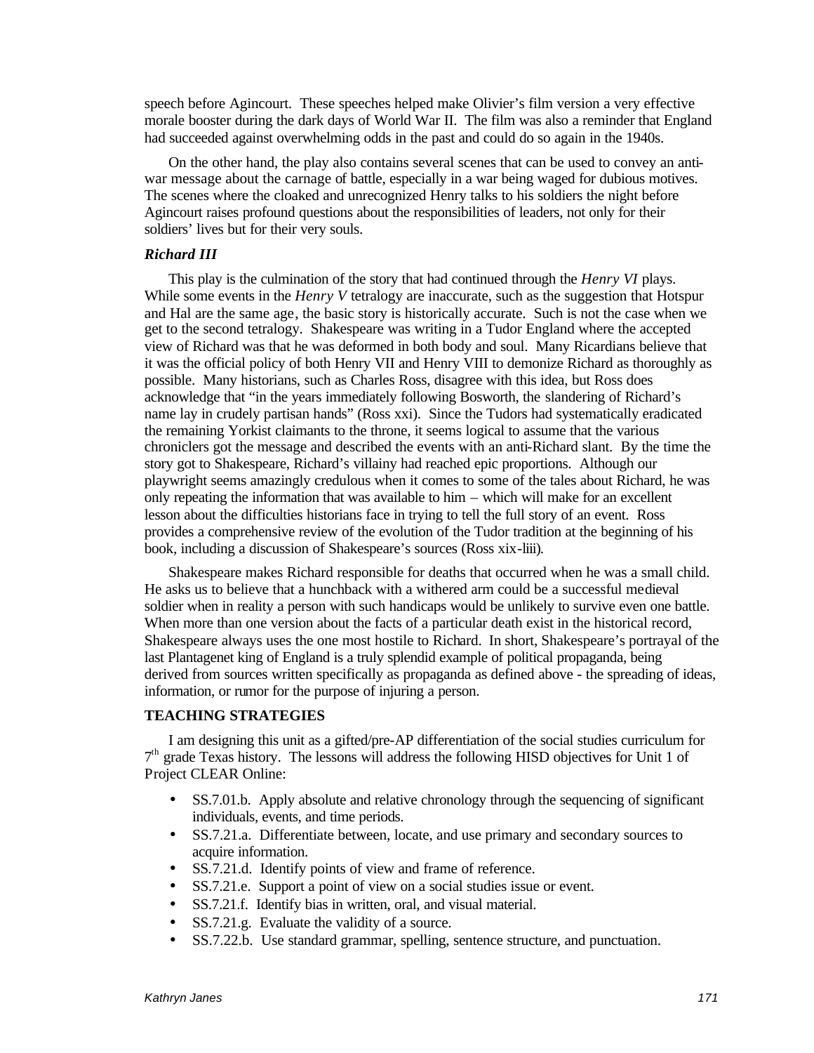speech before Agincourt. These speeches helped make Olivier's film version a very effective morale booster during the dark days of World War II. The film was also a reminder that England had succeeded against overwhelming odds in the past and could do so again in the 1940s.

On the other hand, the play also contains several scenes that can be used to convey an anti-war message about the carnage of battle, especially in a war being waged for dubious motives. The scenes where the cloaked and unrecognized Henry talks to his soldiers the night before Agincourt raises profound questions about the responsibilities of leaders, not only for their soldiers' lives but for their very souls.

### *Richard III*

This play is the culmination of the story that had continued through the *Henry VI* plays. While some events in the *Henry V* tetralogy are inaccurate, such as the suggestion that Hotspur and Hal are the same age, the basic story is historically accurate. Such is not the case when we get to the second tetralogy. Shakespeare was writing in a Tudor England where the accepted view of Richard was that he was deformed in both body and soul. Many Ricardians believe that it was the official policy of both Henry VII and Henry VIII to demonize Richard as thoroughly as possible. Many historians, such as Charles Ross, disagree with this idea, but Ross does acknowledge that "in the years immediately following Bosworth, the slandering of Richard's name lay in crudely partisan hands" (Ross xxi). Since the Tudors had systematically eradicated the remaining Yorkist claimants to the throne, it seems logical to assume that the various chroniclers got the message and described the events with an anti-Richard slant. By the time the story got to Shakespeare, Richard's villainy had reached epic proportions. Although our playwright seems amazingly credulous when it comes to some of the tales about Richard, he was only repeating the information that was available to him – which will make for an excellent lesson about the difficulties historians face in trying to tell the full story of an event. Ross provides a comprehensive review of the evolution of the Tudor tradition at the beginning of his book, including a discussion of Shakespeare's sources (Ross xix-liii).

Shakespeare makes Richard responsible for deaths that occurred when he was a small child. He asks us to believe that a hunchback with a withered arm could be a successful medieval soldier when in reality a person with such handicaps would be unlikely to survive even one battle. When more than one version about the facts of a particular death exist in the historical record, Shakespeare always uses the one most hostile to Richard. In short, Shakespeare's portrayal of the last Plantagenet king of England is a truly splendid example of political propaganda, being derived from sources written specifically as propaganda as defined above - the spreading of ideas, information, or rumor for the purpose of injuring a person.

## TEACHING STRATEGIES

I am designing this unit as a gifted/pre-AP differentiation of the social studies curriculum for 7th grade Texas history. The lessons will address the following HISD objectives for Unit 1 of Project CLEAR Online:

- SS.7.01.b. Apply absolute and relative chronology through the sequencing of significant individuals, events, and time periods.
- SS.7.21.a. Differentiate between, locate, and use primary and secondary sources to acquire information.
- SS.7.21.d. Identify points of view and frame of reference.
- SS.7.21.e. Support a point of view on a social studies issue or event.
- SS.7.21.f. Identify bias in written, oral, and visual material.
- SS.7.21.g. Evaluate the validity of a source.
- SS.7.22.b. Use standard grammar, spelling, sentence structure, and punctuation.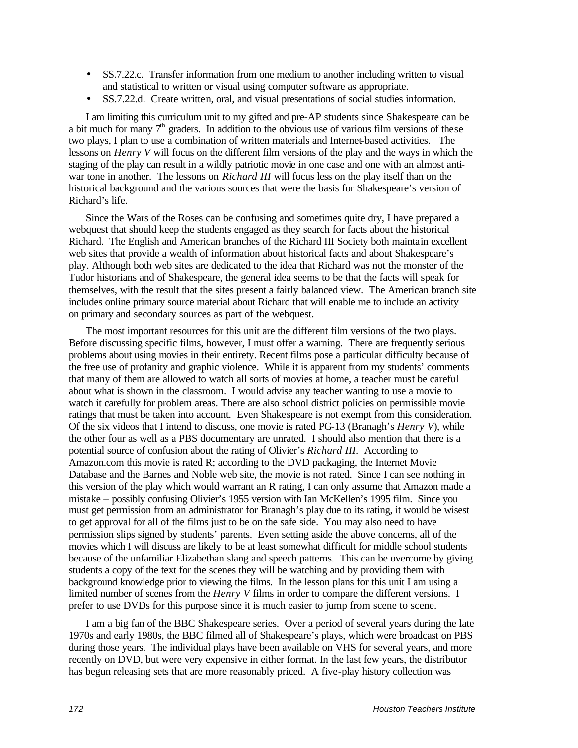- SS.7.22.c. Transfer information from one medium to another including written to visual and statistical to written or visual using computer software as appropriate.
- SS.7.22.d. Create written, oral, and visual presentations of social studies information.

I am limiting this curriculum unit to my gifted and pre-AP students since Shakespeare can be a bit much for many 7th graders. In addition to the obvious use of various film versions of these two plays, I plan to use a combination of written materials and Internet-based activities. The lessons on *Henry V* will focus on the different film versions of the play and the ways in which the staging of the play can result in a wildly patriotic movie in one case and one with an almost anti-war tone in another. The lessons on *Richard III* will focus less on the play itself than on the historical background and the various sources that were the basis for Shakespeare's version of Richard's life.

Since the Wars of the Roses can be confusing and sometimes quite dry, I have prepared a webquest that should keep the students engaged as they search for facts about the historical Richard. The English and American branches of the Richard III Society both maintain excellent web sites that provide a wealth of information about historical facts and about Shakespeare's play. Although both web sites are dedicated to the idea that Richard was not the monster of the Tudor historians and of Shakespeare, the general idea seems to be that the facts will speak for themselves, with the result that the sites present a fairly balanced view. The American branch site includes online primary source material about Richard that will enable me to include an activity on primary and secondary sources as part of the webquest.

The most important resources for this unit are the different film versions of the two plays. Before discussing specific films, however, I must offer a warning. There are frequently serious problems about using movies in their entirety. Recent films pose a particular difficulty because of the free use of profanity and graphic violence. While it is apparent from my students' comments that many of them are allowed to watch all sorts of movies at home, a teacher must be careful about what is shown in the classroom. I would advise any teacher wanting to use a movie to watch it carefully for problem areas. There are also school district policies on permissible movie ratings that must be taken into account. Even Shakespeare is not exempt from this consideration. Of the six videos that I intend to discuss, one movie is rated PG-13 (Branagh's *Henry V*), while the other four as well as a PBS documentary are unrated. I should also mention that there is a potential source of confusion about the rating of Olivier's *Richard III*. According to Amazon.com this movie is rated R; according to the DVD packaging, the Internet Movie Database and the Barnes and Noble web site, the movie is not rated. Since I can see nothing in this version of the play which would warrant an R rating, I can only assume that Amazon made a mistake – possibly confusing Olivier's 1955 version with Ian McKellen's 1995 film. Since you must get permission from an administrator for Branagh's play due to its rating, it would be wisest to get approval for all of the films just to be on the safe side. You may also need to have permission slips signed by students' parents. Even setting aside the above concerns, all of the movies which I will discuss are likely to be at least somewhat difficult for middle school students because of the unfamiliar Elizabethan slang and speech patterns. This can be overcome by giving students a copy of the text for the scenes they will be watching and by providing them with background knowledge prior to viewing the films. In the lesson plans for this unit I am using a limited number of scenes from the *Henry V* films in order to compare the different versions. I prefer to use DVDs for this purpose since it is much easier to jump from scene to scene.

I am a big fan of the BBC Shakespeare series. Over a period of several years during the late 1970s and early 1980s, the BBC filmed all of Shakespeare's plays, which were broadcast on PBS during those years. The individual plays have been available on VHS for several years, and more recently on DVD, but were very expensive in either format. In the last few years, the distributor has begun releasing sets that are more reasonably priced. A five-play history collection was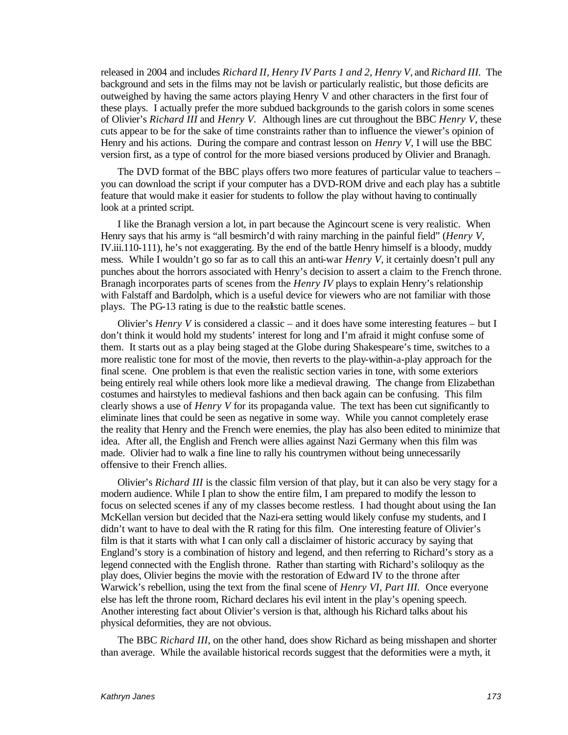released in 2004 and includes *Richard II, Henry IV Parts 1 and 2, Henry V,* and *Richard III.* The background and sets in the films may not be lavish or particularly realistic, but those deficits are outweighed by having the same actors playing Henry V and other characters in the first four of these plays. I actually prefer the more subdued backgrounds to the garish colors in some scenes of Olivier's *Richard III* and *Henry V.* Although lines are cut throughout the BBC *Henry V*, these cuts appear to be for the sake of time constraints rather than to influence the viewer's opinion of Henry and his actions. During the compare and contrast lesson on *Henry V*, I will use the BBC version first, as a type of control for the more biased versions produced by Olivier and Branagh.

The DVD format of the BBC plays offers two more features of particular value to teachers – you can download the script if your computer has a DVD-ROM drive and each play has a subtitle feature that would make it easier for students to follow the play without having to continually look at a printed script.

I like the Branagh version a lot, in part because the Agincourt scene is very realistic. When Henry says that his army is "all besmirch'd with rainy marching in the painful field" (*Henry V*, IV.iii.110-111), he's not exaggerating. By the end of the battle Henry himself is a bloody, muddy mess. While I wouldn't go so far as to call this an anti-war *Henry V*, it certainly doesn't pull any punches about the horrors associated with Henry's decision to assert a claim to the French throne. Branagh incorporates parts of scenes from the *Henry IV* plays to explain Henry's relationship with Falstaff and Bardolph, which is a useful device for viewers who are not familiar with those plays. The PG-13 rating is due to the realistic battle scenes.

Olivier's *Henry V* is considered a classic – and it does have some interesting features – but I don't think it would hold my students' interest for long and I'm afraid it might confuse some of them. It starts out as a play being staged at the Globe during Shakespeare's time, switches to a more realistic tone for most of the movie, then reverts to the play-within-a-play approach for the final scene. One problem is that even the realistic section varies in tone, with some exteriors being entirely real while others look more like a medieval drawing. The change from Elizabethan costumes and hairstyles to medieval fashions and then back again can be confusing. This film clearly shows a use of *Henry V* for its propaganda value. The text has been cut significantly to eliminate lines that could be seen as negative in some way. While you cannot completely erase the reality that Henry and the French were enemies, the play has also been edited to minimize that idea. After all, the English and French were allies against Nazi Germany when this film was made. Olivier had to walk a fine line to rally his countrymen without being unnecessarily offensive to their French allies.

Olivier's *Richard III* is the classic film version of that play, but it can also be very stagy for a modern audience. While I plan to show the entire film, I am prepared to modify the lesson to focus on selected scenes if any of my classes become restless. I had thought about using the Ian McKellan version but decided that the Nazi-era setting would likely confuse my students, and I didn't want to have to deal with the R rating for this film. One interesting feature of Olivier's film is that it starts with what I can only call a disclaimer of historic accuracy by saying that England's story is a combination of history and legend, and then referring to Richard's story as a legend connected with the English throne. Rather than starting with Richard's soliloquy as the play does, Olivier begins the movie with the restoration of Edward IV to the throne after Warwick's rebellion, using the text from the final scene of *Henry VI, Part III.* Once everyone else has left the throne room, Richard declares his evil intent in the play's opening speech. Another interesting fact about Olivier's version is that, although his Richard talks about his physical deformities, they are not obvious.

The BBC *Richard III*, on the other hand, does show Richard as being misshapen and shorter than average. While the available historical records suggest that the deformities were a myth, it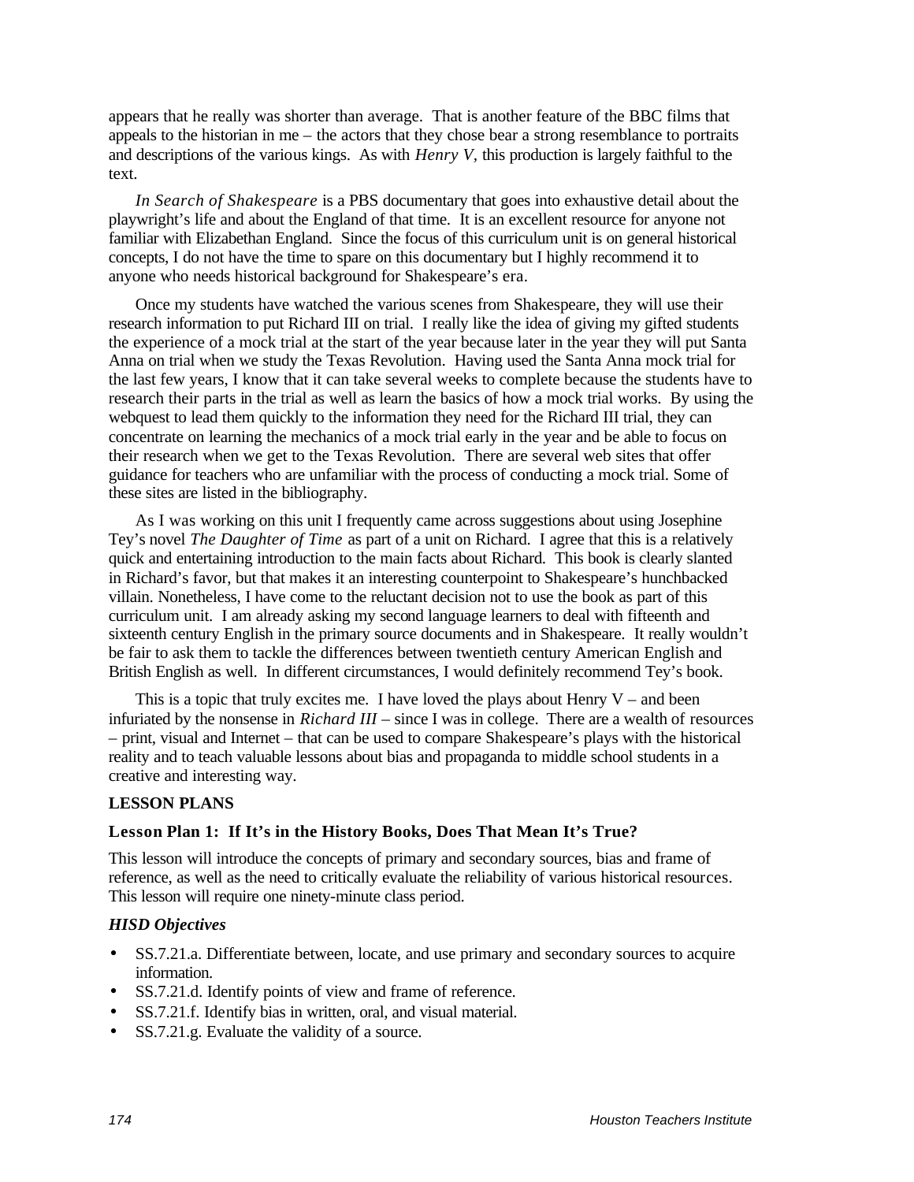appears that he really was shorter than average. That is another feature of the BBC films that appeals to the historian in me – the actors that they chose bear a strong resemblance to portraits and descriptions of the various kings. As with *Henry V,* this production is largely faithful to the text.

*In Search of Shakespeare* is a PBS documentary that goes into exhaustive detail about the playwright's life and about the England of that time. It is an excellent resource for anyone not familiar with Elizabethan England. Since the focus of this curriculum unit is on general historical concepts, I do not have the time to spare on this documentary but I highly recommend it to anyone who needs historical background for Shakespeare's era.

Once my students have watched the various scenes from Shakespeare, they will use their research information to put Richard III on trial. I really like the idea of giving my gifted students the experience of a mock trial at the start of the year because later in the year they will put Santa Anna on trial when we study the Texas Revolution. Having used the Santa Anna mock trial for the last few years, I know that it can take several weeks to complete because the students have to research their parts in the trial as well as learn the basics of how a mock trial works. By using the webquest to lead them quickly to the information they need for the Richard III trial, they can concentrate on learning the mechanics of a mock trial early in the year and be able to focus on their research when we get to the Texas Revolution. There are several web sites that offer guidance for teachers who are unfamiliar with the process of conducting a mock trial. Some of these sites are listed in the bibliography.

As I was working on this unit I frequently came across suggestions about using Josephine Tey's novel *The Daughter of Time* as part of a unit on Richard. I agree that this is a relatively quick and entertaining introduction to the main facts about Richard. This book is clearly slanted in Richard's favor, but that makes it an interesting counterpoint to Shakespeare's hunchbacked villain. Nonetheless, I have come to the reluctant decision not to use the book as part of this curriculum unit. I am already asking my second language learners to deal with fifteenth and sixteenth century English in the primary source documents and in Shakespeare. It really wouldn't be fair to ask them to tackle the differences between twentieth century American English and British English as well. In different circumstances, I would definitely recommend Tey's book.

This is a topic that truly excites me. I have loved the plays about Henry V – and been infuriated by the nonsense in *Richard III* – since I was in college. There are a wealth of resources – print, visual and Internet – that can be used to compare Shakespeare's plays with the historical reality and to teach valuable lessons about bias and propaganda to middle school students in a creative and interesting way.

## LESSON PLANS

### Lesson Plan 1: If It's in the History Books, Does That Mean It's True?

This lesson will introduce the concepts of primary and secondary sources, bias and frame of reference, as well as the need to critically evaluate the reliability of various historical resources. This lesson will require one ninety-minute class period.

#### *HISD Objectives*

- SS.7.21.a. Differentiate between, locate, and use primary and secondary sources to acquire information.
- SS.7.21.d. Identify points of view and frame of reference.
- SS.7.21.f. Identify bias in written, oral, and visual material.
- SS.7.21.g. Evaluate the validity of a source.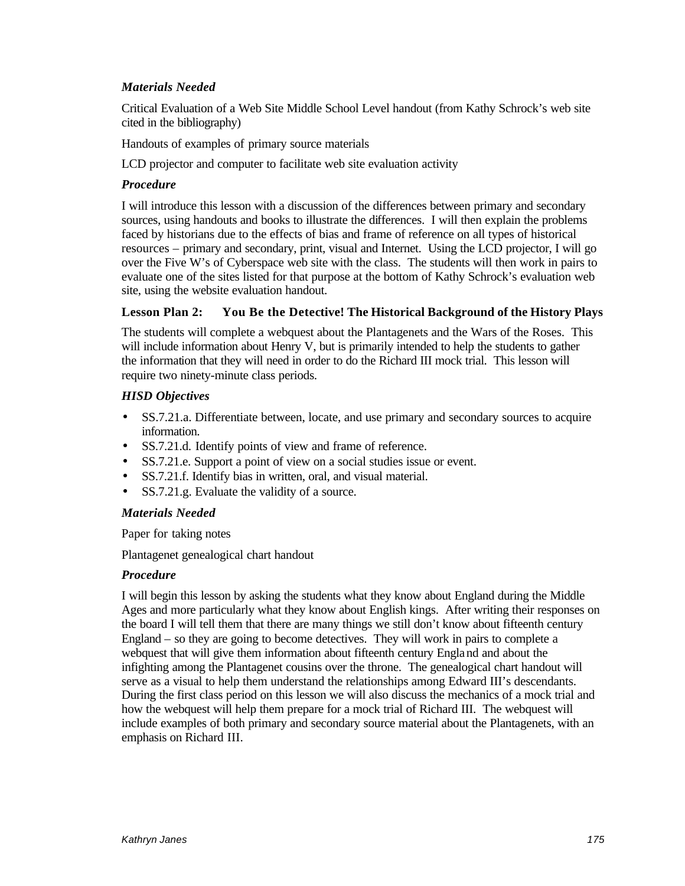### *Materials Needed*

Critical Evaluation of a Web Site Middle School Level handout (from Kathy Schrock's web site cited in the bibliography)

Handouts of examples of primary source materials

LCD projector and computer to facilitate web site evaluation activity

### *Procedure*

I will introduce this lesson with a discussion of the differences between primary and secondary sources, using handouts and books to illustrate the differences. I will then explain the problems faced by historians due to the effects of bias and frame of reference on all types of historical resources – primary and secondary, print, visual and Internet. Using the LCD projector, I will go over the Five W's of Cyberspace web site with the class. The students will then work in pairs to evaluate one of the sites listed for that purpose at the bottom of Kathy Schrock's evaluation web site, using the website evaluation handout.

## Lesson Plan 2: You Be the Detective! The Historical Background of the History Plays

The students will complete a webquest about the Plantagenets and the Wars of the Roses. This will include information about Henry V, but is primarily intended to help the students to gather the information that they will need in order to do the Richard III mock trial. This lesson will require two ninety-minute class periods.

### *HISD Objectives*

- SS.7.21.a. Differentiate between, locate, and use primary and secondary sources to acquire information.
- SS.7.21.d. Identify points of view and frame of reference.
- SS.7.21.e. Support a point of view on a social studies issue or event.
- SS.7.21.f. Identify bias in written, oral, and visual material.
- SS.7.21.g. Evaluate the validity of a source.

### *Materials Needed*

Paper for taking notes

Plantagenet genealogical chart handout

### *Procedure*

I will begin this lesson by asking the students what they know about England during the Middle Ages and more particularly what they know about English kings. After writing their responses on the board I will tell them that there are many things we still don't know about fifteenth century England – so they are going to become detectives. They will work in pairs to complete a webquest that will give them information about fifteenth century England and about the infighting among the Plantagenet cousins over the throne. The genealogical chart handout will serve as a visual to help them understand the relationships among Edward III's descendants. During the first class period on this lesson we will also discuss the mechanics of a mock trial and how the webquest will help them prepare for a mock trial of Richard III. The webquest will include examples of both primary and secondary source material about the Plantagenets, with an emphasis on Richard III.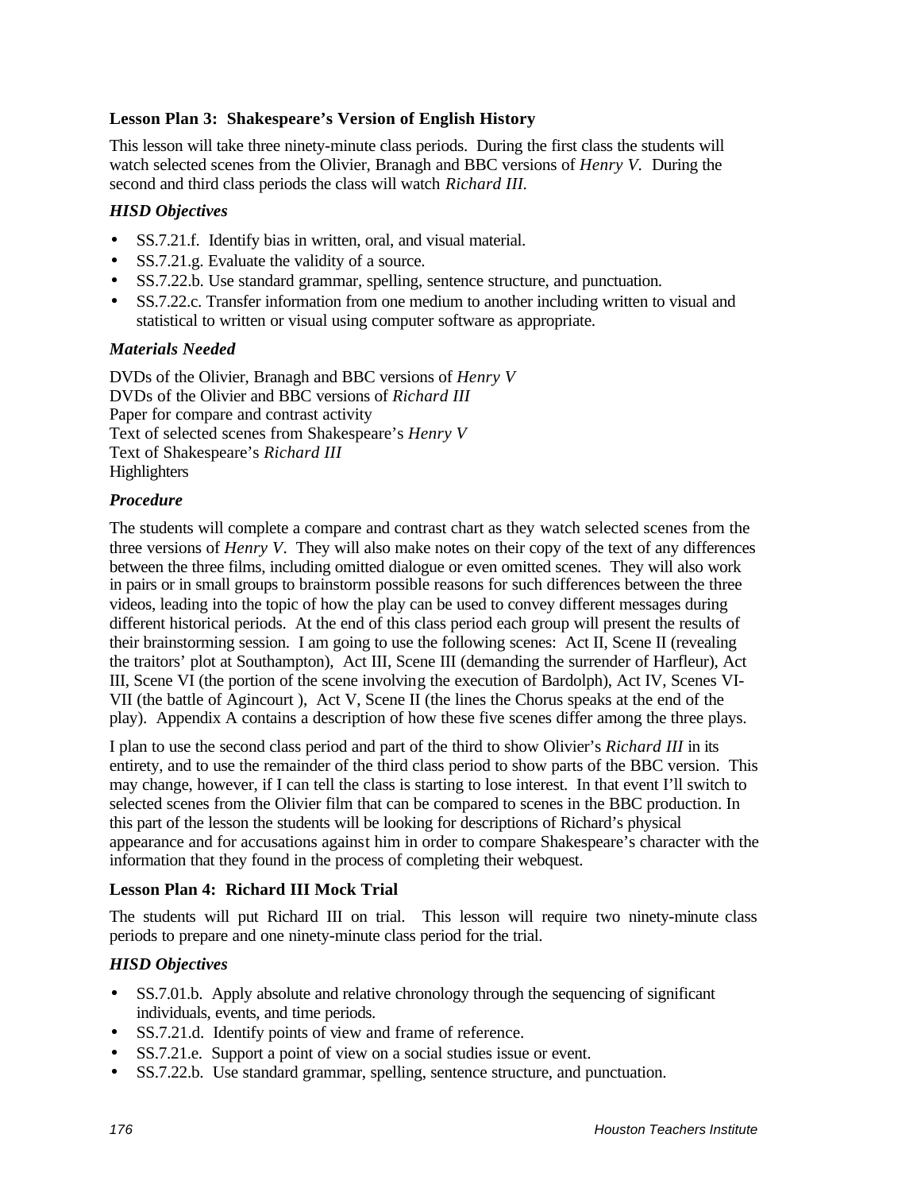### Lesson Plan 3: Shakespeare's Version of English History

This lesson will take three ninety-minute class periods. During the first class the students will watch selected scenes from the Olivier, Branagh and BBC versions of *Henry V*. During the second and third class periods the class will watch *Richard III*.

#### *HISD Objectives*

- SS.7.21.f. Identify bias in written, oral, and visual material.
- SS.7.21.g. Evaluate the validity of a source.
- SS.7.22.b. Use standard grammar, spelling, sentence structure, and punctuation.
- SS.7.22.c. Transfer information from one medium to another including written to visual and statistical to written or visual using computer software as appropriate.

#### *Materials Needed*

DVDs of the Olivier, Branagh and BBC versions of *Henry V*
DVDs of the Olivier and BBC versions of *Richard III*
Paper for compare and contrast activity
Text of selected scenes from Shakespeare's *Henry V*
Text of Shakespeare's *Richard III*
Highlighters

#### *Procedure*

The students will complete a compare and contrast chart as they watch selected scenes from the three versions of *Henry V*. They will also make notes on their copy of the text of any differences between the three films, including omitted dialogue or even omitted scenes. They will also work in pairs or in small groups to brainstorm possible reasons for such differences between the three videos, leading into the topic of how the play can be used to convey different messages during different historical periods. At the end of this class period each group will present the results of their brainstorming session. I am going to use the following scenes: Act II, Scene II (revealing the traitors' plot at Southampton), Act III, Scene III (demanding the surrender of Harfleur), Act III, Scene VI (the portion of the scene involving the execution of Bardolph), Act IV, Scenes VI-VII (the battle of Agincourt ), Act V, Scene II (the lines the Chorus speaks at the end of the play). Appendix A contains a description of how these five scenes differ among the three plays.

I plan to use the second class period and part of the third to show Olivier's *Richard III* in its entirety, and to use the remainder of the third class period to show parts of the BBC version. This may change, however, if I can tell the class is starting to lose interest. In that event I'll switch to selected scenes from the Olivier film that can be compared to scenes in the BBC production. In this part of the lesson the students will be looking for descriptions of Richard's physical appearance and for accusations against him in order to compare Shakespeare's character with the information that they found in the process of completing their webquest.

### Lesson Plan 4: Richard III Mock Trial

The students will put Richard III on trial. This lesson will require two ninety-minute class periods to prepare and one ninety-minute class period for the trial.

#### *HISD Objectives*

- SS.7.01.b. Apply absolute and relative chronology through the sequencing of significant individuals, events, and time periods.
- SS.7.21.d. Identify points of view and frame of reference.
- SS.7.21.e. Support a point of view on a social studies issue or event.
- SS.7.22.b. Use standard grammar, spelling, sentence structure, and punctuation.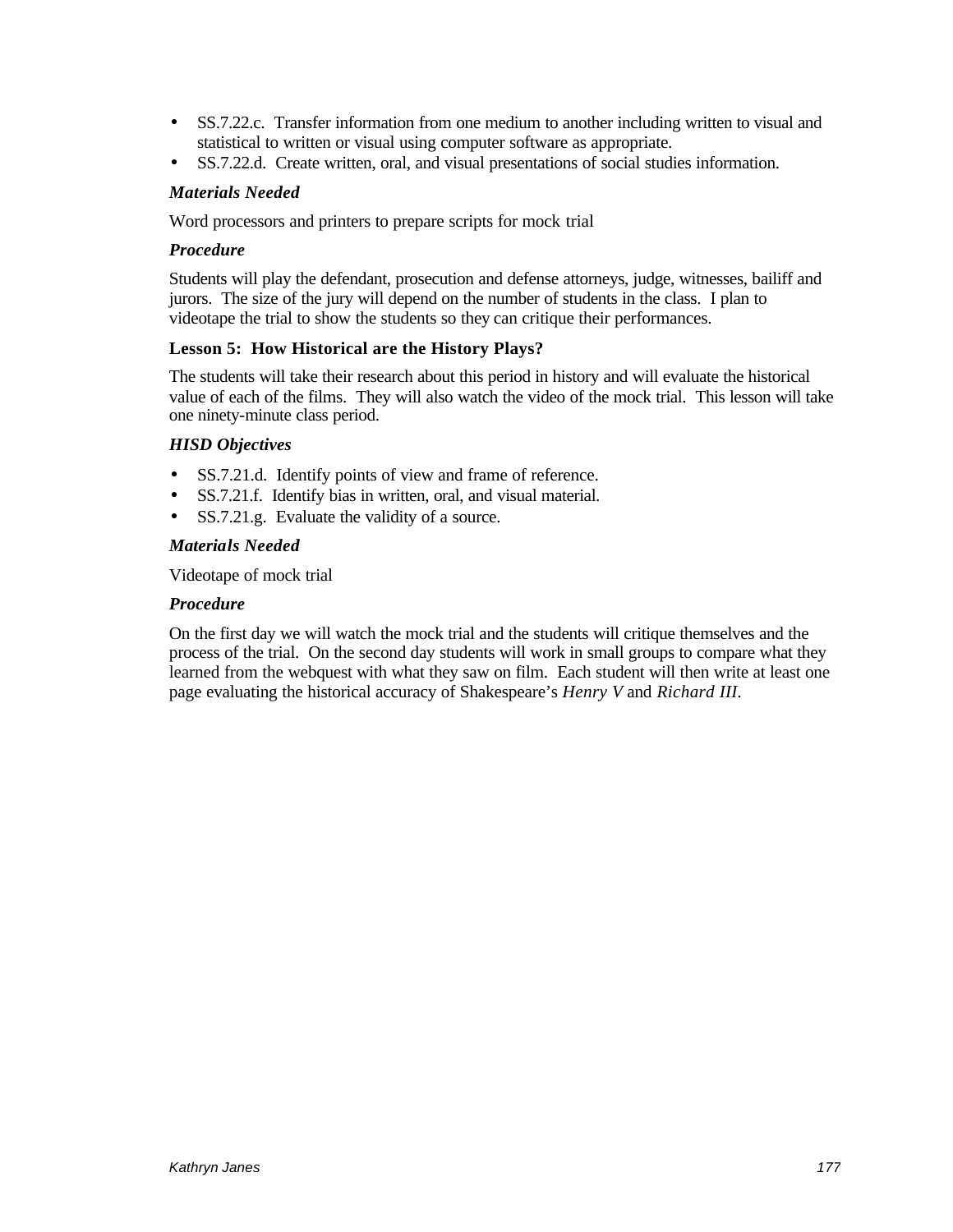- SS.7.22.c. Transfer information from one medium to another including written to visual and statistical to written or visual using computer software as appropriate.
- SS.7.22.d. Create written, oral, and visual presentations of social studies information.

### *Materials Needed*

Word processors and printers to prepare scripts for mock trial

### *Procedure*

Students will play the defendant, prosecution and defense attorneys, judge, witnesses, bailiff and jurors. The size of the jury will depend on the number of students in the class. I plan to videotape the trial to show the students so they can critique their performances.

## Lesson 5: How Historical are the History Plays?

The students will take their research about this period in history and will evaluate the historical value of each of the films. They will also watch the video of the mock trial. This lesson will take one ninety-minute class period.

### *HISD Objectives*

- SS.7.21.d. Identify points of view and frame of reference.
- SS.7.21.f. Identify bias in written, oral, and visual material.
- SS.7.21.g. Evaluate the validity of a source.

### *Materials Needed*

Videotape of mock trial

### *Procedure*

On the first day we will watch the mock trial and the students will critique themselves and the process of the trial. On the second day students will work in small groups to compare what they learned from the webquest with what they saw on film. Each student will then write at least one page evaluating the historical accuracy of Shakespeare's *Henry V* and *Richard III*.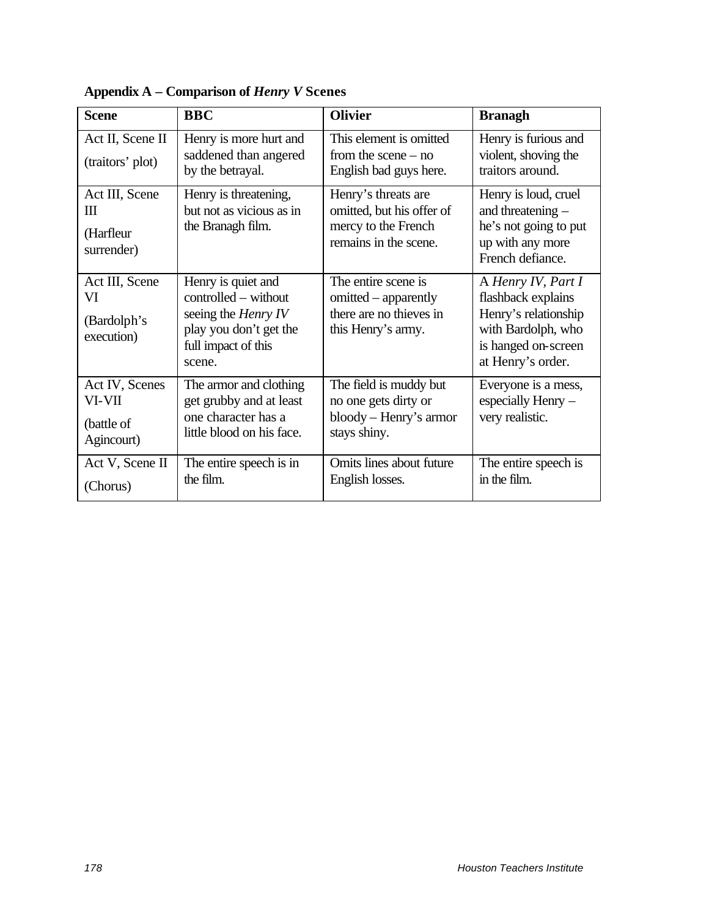**Appendix A – Comparison of *Henry V* Scenes**

| Scene | BBC | Olivier | Branagh |
|---|---|---|---|
| Act II, Scene II (traitors' plot) | Henry is more hurt and saddened than angered by the betrayal. | This element is omitted from the scene – no English bad guys here. | Henry is furious and violent, shoving the traitors around. |
| Act III, Scene III (Harfleur surrender) | Henry is threatening, but not as vicious as in the Branagh film. | Henry's threats are omitted, but his offer of mercy to the French remains in the scene. | Henry is loud, cruel and threatening – he's not going to put up with any more French defiance. |
| Act III, Scene VI (Bardolph's execution) | Henry is quiet and controlled – without seeing the *Henry IV* play you don't get the full impact of this scene. | The entire scene is omitted – apparently there are no thieves in this Henry's army. | A *Henry IV, Part I* flashback explains Henry's relationship with Bardolph, who is hanged on-screen at Henry's order. |
| Act IV, Scenes VI-VII (battle of Agincourt) | The armor and clothing get grubby and at least one character has a little blood on his face. | The field is muddy but no one gets dirty or bloody – Henry's armor stays shiny. | Everyone is a mess, especially Henry – very realistic. |
| Act V, Scene II (Chorus) | The entire speech is in the film. | Omits lines about future English losses. | The entire speech is in the film. |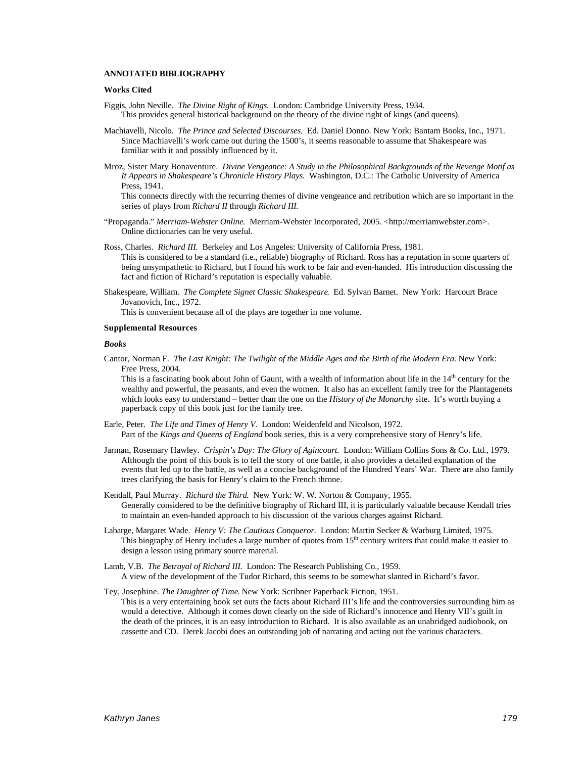**ANNOTATED BIBLIOGRAPHY**

**Works Cited**

Figgis, John Neville. *The Divine Right of Kings.* London: Cambridge University Press, 1934.
This provides general historical background on the theory of the divine right of kings (and queens).

Machiavelli, Nicolo. *The Prince and Selected Discourses.* Ed. Daniel Donno. New York: Bantam Books, Inc., 1971.
Since Machiavelli's work came out during the 1500's, it seems reasonable to assume that Shakespeare was familiar with it and possibly influenced by it.

Mroz, Sister Mary Bonaventure. *Divine Vengeance: A Study in the Philosophical Backgrounds of the Revenge Motif as It Appears in Shakespeare's Chronicle History Plays.* Washington, D.C.: The Catholic University of America Press, 1941.
This connects directly with the recurring themes of divine vengeance and retribution which are so important in the series of plays from *Richard II* through *Richard III.*

"Propaganda." *Merriam-Webster Online.* Merriam-Webster Incorporated, 2005. <http://merriamwebster.com>.
Online dictionaries can be very useful.

Ross, Charles. *Richard III.* Berkeley and Los Angeles: University of California Press, 1981.
This is considered to be a standard (i.e., reliable) biography of Richard. Ross has a reputation in some quarters of being unsympathetic to Richard, but I found his work to be fair and even-handed. His introduction discussing the fact and fiction of Richard's reputation is especially valuable.

Shakespeare, William. *The Complete Signet Classic Shakespeare.* Ed. Sylvan Barnet. New York: Harcourt Brace Jovanovich, Inc., 1972.
This is convenient because all of the plays are together in one volume.

**Supplemental Resources**

***Books***

Cantor, Norman F. *The Last Knight: The Twilight of the Middle Ages and the Birth of the Modern Era.* New York: Free Press, 2004.
This is a fascinating book about John of Gaunt, with a wealth of information about life in the 14th century for the wealthy and powerful, the peasants, and even the women. It also has an excellent family tree for the Plantagenets which looks easy to understand – better than the one on the *History of the Monarchy* site. It's worth buying a paperback copy of this book just for the family tree.

Earle, Peter. *The Life and Times of Henry V.* London: Weidenfeld and Nicolson, 1972.
Part of the *Kings and Queens of England* book series, this is a very comprehensive story of Henry's life.

Jarman, Rosemary Hawley. *Crispin's Day: The Glory of Agincourt.* London: William Collins Sons & Co. Ltd., 1979.
Although the point of this book is to tell the story of one battle, it also provides a detailed explanation of the events that led up to the battle, as well as a concise background of the Hundred Years' War. There are also family trees clarifying the basis for Henry's claim to the French throne.

Kendall, Paul Murray. *Richard the Third.* New York: W. W. Norton & Company, 1955.
Generally considered to be the definitive biography of Richard III, it is particularly valuable because Kendall tries to maintain an even-handed approach to his discussion of the various charges against Richard.

Labarge, Margaret Wade. *Henry V: The Cautious Conqueror.* London: Martin Secker & Warburg Limited, 1975.
This biography of Henry includes a large number of quotes from 15th century writers that could make it easier to design a lesson using primary source material.

Lamb, V.B. *The Betrayal of Richard III.* London: The Research Publishing Co., 1959.
A view of the development of the Tudor Richard, this seems to be somewhat slanted in Richard's favor.

Tey, Josephine. *The Daughter of Time.* New York: Scribner Paperback Fiction, 1951.
This is a very entertaining book set outs the facts about Richard III's life and the controversies surrounding him as would a detective. Although it comes down clearly on the side of Richard's innocence and Henry VII's guilt in the death of the princes, it is an easy introduction to Richard. It is also available as an unabridged audiobook, on cassette and CD. Derek Jacobi does an outstanding job of narrating and acting out the various characters.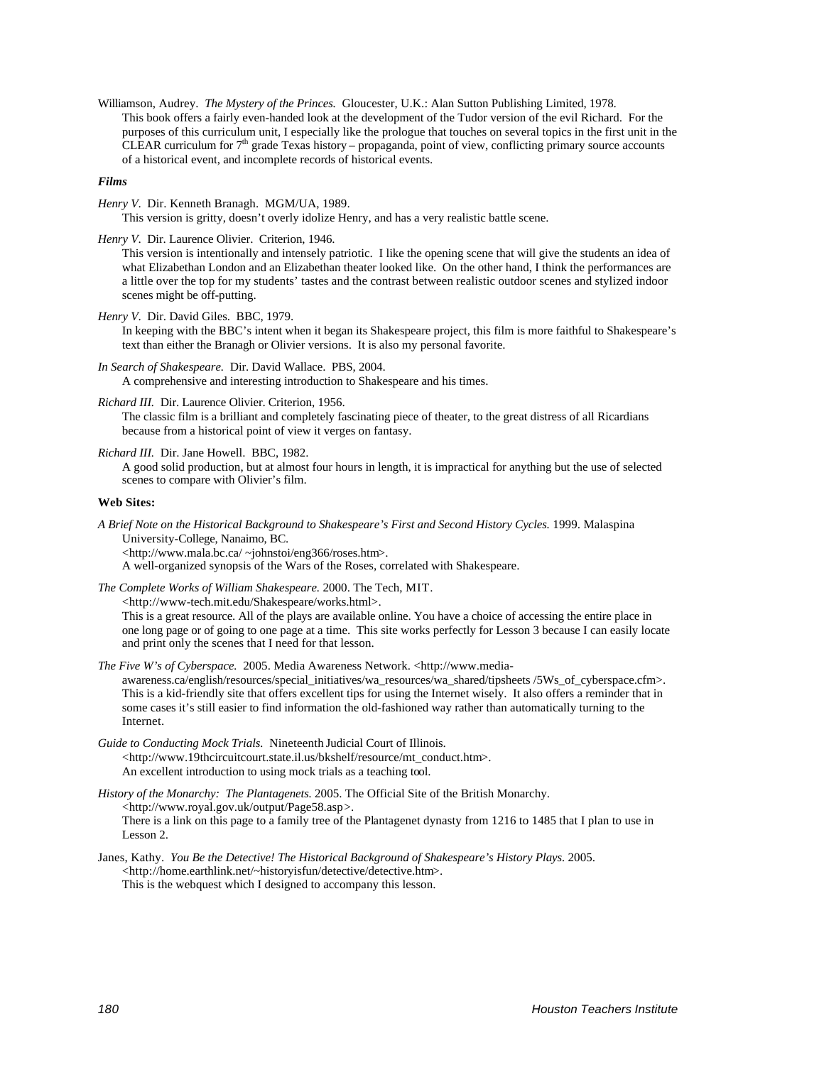Williamson, Audrey. *The Mystery of the Princes.* Gloucester, U.K.: Alan Sutton Publishing Limited, 1978.
This book offers a fairly even-handed look at the development of the Tudor version of the evil Richard. For the purposes of this curriculum unit, I especially like the prologue that touches on several topics in the first unit in the CLEAR curriculum for 7th grade Texas history – propaganda, point of view, conflicting primary source accounts of a historical event, and incomplete records of historical events.

***Films***

*Henry V*. Dir. Kenneth Branagh. MGM/UA, 1989.
This version is gritty, doesn't overly idolize Henry, and has a very realistic battle scene.

*Henry V*. Dir. Laurence Olivier. Criterion, 1946.
This version is intentionally and intensely patriotic. I like the opening scene that will give the students an idea of what Elizabethan London and an Elizabethan theater looked like. On the other hand, I think the performances are a little over the top for my students' tastes and the contrast between realistic outdoor scenes and stylized indoor scenes might be off-putting.

*Henry V*. Dir. David Giles. BBC, 1979.
In keeping with the BBC's intent when it began its Shakespeare project, this film is more faithful to Shakespeare's text than either the Branagh or Olivier versions. It is also my personal favorite.

*In Search of Shakespeare.* Dir. David Wallace. PBS, 2004.
A comprehensive and interesting introduction to Shakespeare and his times.

*Richard III.* Dir. Laurence Olivier. Criterion, 1956.
The classic film is a brilliant and completely fascinating piece of theater, to the great distress of all Ricardians because from a historical point of view it verges on fantasy.

*Richard III.* Dir. Jane Howell. BBC, 1982.
A good solid production, but at almost four hours in length, it is impractical for anything but the use of selected scenes to compare with Olivier's film.

**Web Sites:**

*A Brief Note on the Historical Background to Shakespeare's First and Second History Cycles.* 1999. Malaspina University-College, Nanaimo, BC.
<http://www.mala.bc.ca/ ~johnstoi/eng366/roses.htm>.
A well-organized synopsis of the Wars of the Roses, correlated with Shakespeare.

*The Complete Works of William Shakespeare.* 2000. The Tech, MIT.
<http://www-tech.mit.edu/Shakespeare/works.html>.
This is a great resource. All of the plays are available online. You have a choice of accessing the entire place in one long page or of going to one page at a time. This site works perfectly for Lesson 3 because I can easily locate and print only the scenes that I need for that lesson.

*The Five W's of Cyberspace.* 2005. Media Awareness Network. <http://www.media-awareness.ca/english/resources/special_initiatives/wa_resources/wa_shared/tipsheets /5Ws_of_cyberspace.cfm>.
This is a kid-friendly site that offers excellent tips for using the Internet wisely. It also offers a reminder that in some cases it's still easier to find information the old-fashioned way rather than automatically turning to the Internet.

*Guide to Conducting Mock Trials.* Nineteenth Judicial Court of Illinois.
<http://www.19thcircuitcourt.state.il.us/bkshelf/resource/mt_conduct.htm>.
An excellent introduction to using mock trials as a teaching tool.

*History of the Monarchy: The Plantagenets.* 2005. The Official Site of the British Monarchy.
<http://www.royal.gov.uk/output/Page58.asp>.
There is a link on this page to a family tree of the Plantagenet dynasty from 1216 to 1485 that I plan to use in Lesson 2.

Janes, Kathy. *You Be the Detective! The Historical Background of Shakespeare's History Plays.* 2005.
<http://home.earthlink.net/~historyisfun/detective/detective.htm>.
This is the webquest which I designed to accompany this lesson.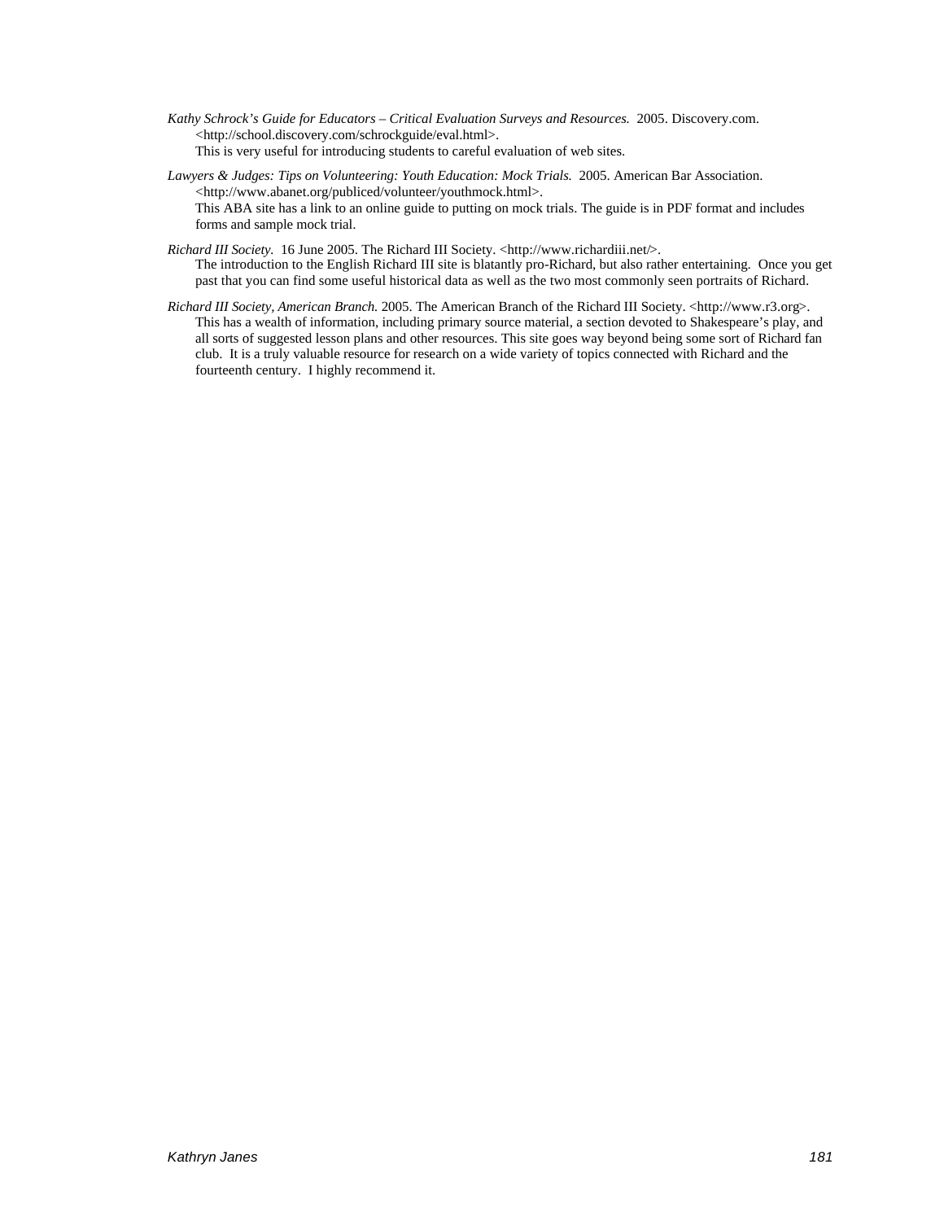*Kathy Schrock's Guide for Educators – Critical Evaluation Surveys and Resources.* 2005. Discovery.com. <http://school.discovery.com/schrockguide/eval.html>.
This is very useful for introducing students to careful evaluation of web sites.

*Lawyers & Judges: Tips on Volunteering: Youth Education: Mock Trials.* 2005. American Bar Association. <http://www.abanet.org/publiced/volunteer/youthmock.html>.
This ABA site has a link to an online guide to putting on mock trials. The guide is in PDF format and includes forms and sample mock trial.

*Richard III Society.* 16 June 2005. The Richard III Society. <http://www.richardiii.net/>.
The introduction to the English Richard III site is blatantly pro-Richard, but also rather entertaining. Once you get past that you can find some useful historical data as well as the two most commonly seen portraits of Richard.

*Richard III Society, American Branch.* 2005. The American Branch of the Richard III Society. <http://www.r3.org>.
This has a wealth of information, including primary source material, a section devoted to Shakespeare's play, and all sorts of suggested lesson plans and other resources. This site goes way beyond being some sort of Richard fan club. It is a truly valuable resource for research on a wide variety of topics connected with Richard and the fourteenth century. I highly recommend it.